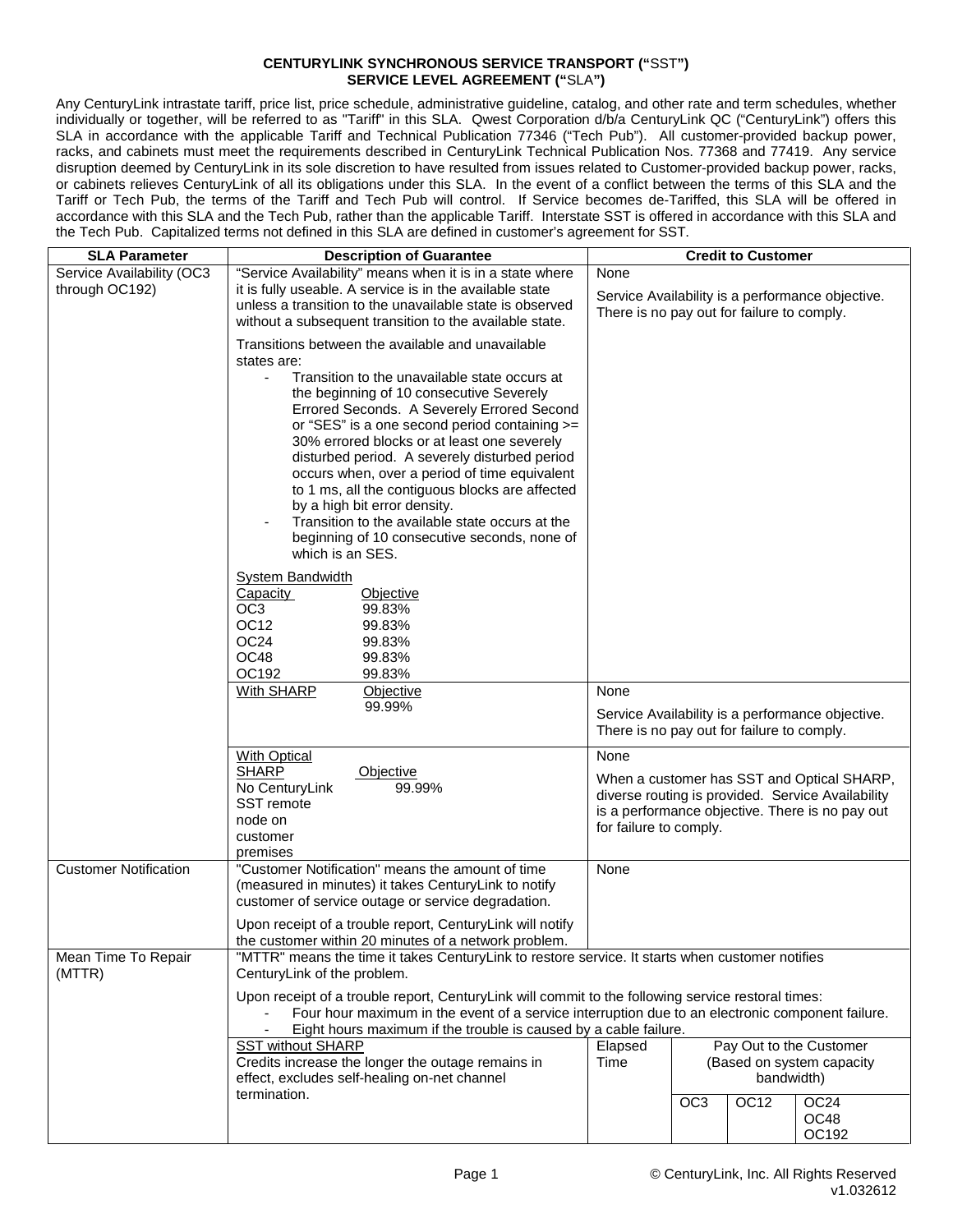**CENTURYLINK SYNCHRONOUS SERVICE TRANSPORT ("SST")**
**SERVICE LEVEL AGREEMENT ("SLA")**

Any CenturyLink intrastate tariff, price list, price schedule, administrative guideline, catalog, and other rate and term schedules, whether individually or together, will be referred to as "Tariff" in this SLA. Qwest Corporation d/b/a CenturyLink QC ("CenturyLink") offers this SLA in accordance with the applicable Tariff and Technical Publication 77346 ("Tech Pub"). All customer-provided backup power, racks, and cabinets must meet the requirements described in CenturyLink Technical Publication Nos. 77368 and 77419. Any service disruption deemed by CenturyLink in its sole discretion to have resulted from issues related to Customer-provided backup power, racks, or cabinets relieves CenturyLink of all its obligations under this SLA. In the event of a conflict between the terms of this SLA and the Tariff or Tech Pub, the terms of the Tariff and Tech Pub will control. If Service becomes de-Tariffed, this SLA will be offered in accordance with this SLA and the Tech Pub, rather than the applicable Tariff. Interstate SST is offered in accordance with this SLA and the Tech Pub. Capitalized terms not defined in this SLA are defined in customer's agreement for SST.

| SLA Parameter | Description of Guarantee | Credit to Customer | | | |
|---|---|---|---|---|---|
| Service Availability (OC3 through OC192) | "Service Availability" means when it is in a state where it is fully useable. A service is in the available state unless a transition to the unavailable state is observed without a subsequent transition to the available state.<br><br>Transitions between the available and unavailable states are:<br>- Transition to the unavailable state occurs at the beginning of 10 consecutive Severely Errored Seconds. A Severely Errored Second or "SES" is a one second period containing >= 30% errored blocks or at least one severely disturbed period. A severely disturbed period occurs when, over a period of time equivalent to 1 ms, all the contiguous blocks are affected by a high bit error density.<br>- Transition to the available state occurs at the beginning of 10 consecutive seconds, none of which is an SES.<br><br>System Bandwidth<br>Capacity — Objective<br>OC3 — 99.83%<br>OC12 — 99.83%<br>OC24 — 99.83%<br>OC48 — 99.83%<br>OC192 — 99.83% | None<br><br>Service Availability is a performance objective. There is no pay out for failure to comply. | | | |
| | With SHARP — Objective<br>99.99% | None<br><br>Service Availability is a performance objective. There is no pay out for failure to comply. | | | |
| | With Optical SHARP — Objective<br>No CenturyLink SST remote node on customer premises — 99.99% | None<br><br>When a customer has SST and Optical SHARP, diverse routing is provided. Service Availability is a performance objective. There is no pay out for failure to comply. | | | |
| Customer Notification | "Customer Notification" means the amount of time (measured in minutes) it takes CenturyLink to notify customer of service outage or service degradation.<br><br>Upon receipt of a trouble report, CenturyLink will notify the customer within 20 minutes of a network problem. | None | | | |
| Mean Time To Repair (MTTR) | "MTTR" means the time it takes CenturyLink to restore service. It starts when customer notifies CenturyLink of the problem.<br><br>Upon receipt of a trouble report, CenturyLink will commit to the following service restoral times:<br>- Four hour maximum in the event of a service interruption due to an electronic component failure.<br>- Eight hours maximum if the trouble is caused by a cable failure. | | | | |
| | SST without SHARP<br>Credits increase the longer the outage remains in effect, excludes self-healing on-net channel termination. | Elapsed Time | Pay Out to the Customer (Based on system capacity bandwidth) | | |
| | | | OC3 | OC12 | OC24<br>OC48<br>OC192 |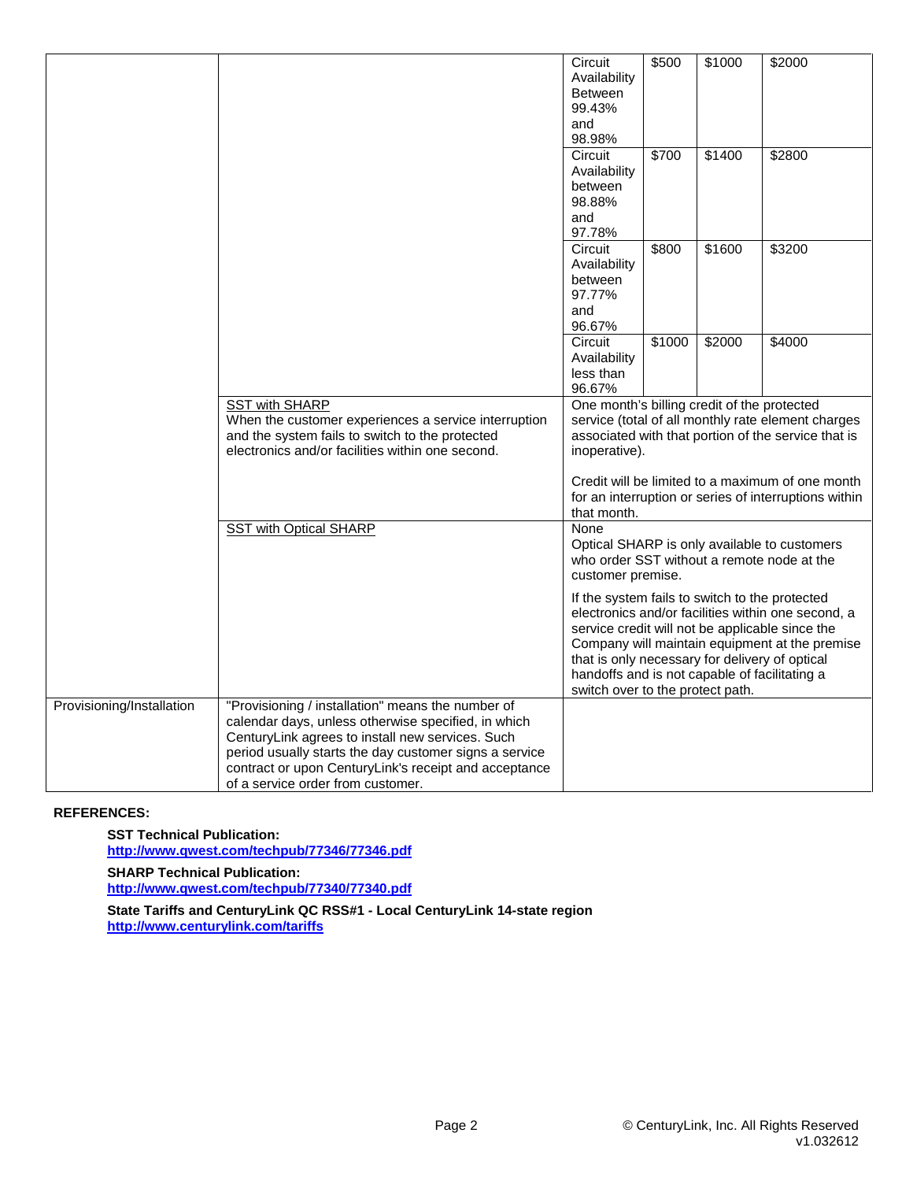| | | | | | |
|---|---|---|---|---|---|
| | | Circuit Availability Between 99.43% and 98.98% | $500 | $1000 | $2000 |
| | | Circuit Availability between 98.88% and 97.78% | $700 | $1400 | $2800 |
| | | Circuit Availability between 97.77% and 96.67% | $800 | $1600 | $3200 |
| | | Circuit Availability less than 96.67% | $1000 | $2000 | $4000 |
| | SST with SHARP<br>When the customer experiences a service interruption and the system fails to switch to the protected electronics and/or facilities within one second. | One month's billing credit of the protected service (total of all monthly rate element charges associated with that portion of the service that is inoperative).<br><br>Credit will be limited to a maximum of one month for an interruption or series of interruptions within that month. | | | |
| | SST with Optical SHARP | None<br>Optical SHARP is only available to customers who order SST without a remote node at the customer premise.<br><br>If the system fails to switch to the protected electronics and/or facilities within one second, a service credit will not be applicable since the Company will maintain equipment at the premise that is only necessary for delivery of optical handoffs and is not capable of facilitating a switch over to the protect path. | | | |
| Provisioning/Installation | "Provisioning / installation" means the number of calendar days, unless otherwise specified, in which CenturyLink agrees to install new services. Such period usually starts the day customer signs a service contract or upon CenturyLink's receipt and acceptance of a service order from customer. | | | | |

**REFERENCES:**

**SST Technical Publication:**
http://www.qwest.com/techpub/77346/77346.pdf

**SHARP Technical Publication:**
http://www.qwest.com/techpub/77340/77340.pdf

**State Tariffs and CenturyLink QC RSS#1 - Local CenturyLink 14-state region**
http://www.centurylink.com/tariffs

© CenturyLink, Inc. All Rights Reserved
v1.032612